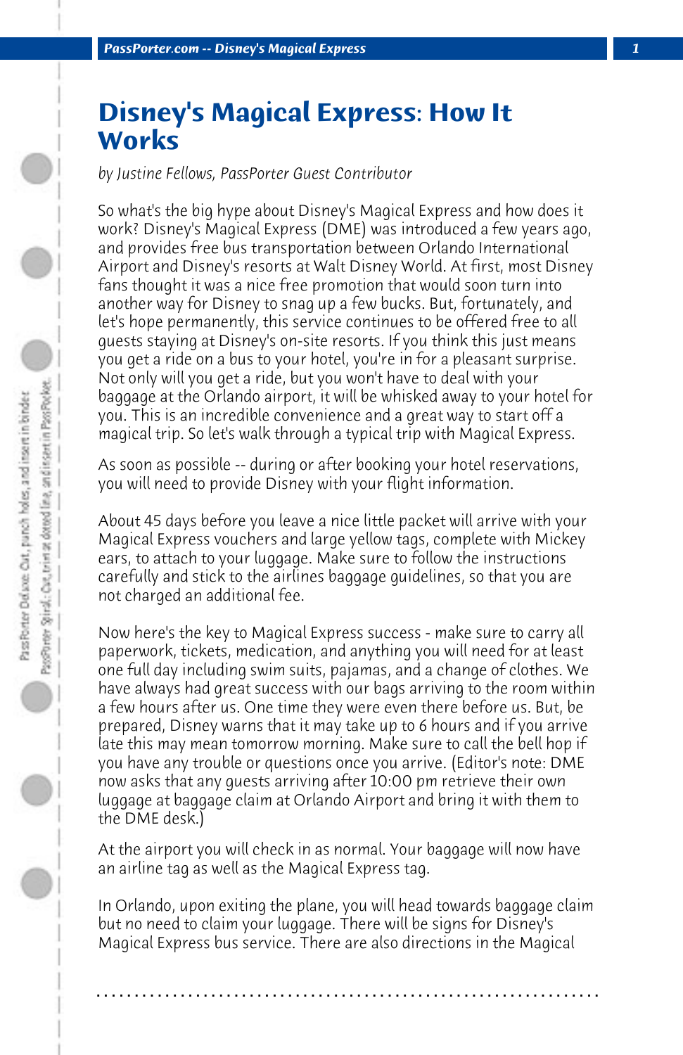# Disney's Magical Express: How It Works

*by Justine Fellows, PassPorter Guest Contributor*

So what's the big hype about Disney's Magical Express and how does it work? Disney's Magical Express (DME) was introduced a few years ago, and provides free bus transportation between Orlando International Airport and Disney's resorts at Walt Disney World. At first, most Disney fans thought it was a nice free promotion that would soon turn into another way for Disney to snag up a few bucks. But, fortunately, and let's hope permanently, this service continues to be offered free to all guests staying at Disney's on-site resorts. If you think this just means you get a ride on a bus to your hotel, you're in for a pleasant surprise. Not only will you get a ride, but you won't have to deal with your baggage at the Orlando airport, it will be whisked away to your hotel for you. This is an incredible convenience and a great way to start off a magical trip. So let's walk through a typical trip with Magical Express.

As soon as possible -- during or after booking your hotel reservations, you will need to provide Disney with your flight information.

About 45 days before you leave a nice little packet will arrive with your Magical Express vouchers and large yellow tags, complete with Mickey ears, to attach to your luggage. Make sure to follow the instructions carefully and stick to the airlines baggage guidelines, so that you are not charged an additional fee.

Now here's the key to Magical Express success - make sure to carry all paperwork, tickets, medication, and anything you will need for at least one full day including swim suits, pajamas, and a change of clothes. We have always had great success with our bags arriving to the room within a few hours after us. One time they were even there before us. But, be prepared, Disney warns that it may take up to 6 hours and if you arrive late this may mean tomorrow morning. Make sure to call the bell hop if you have any trouble or questions once you arrive. (Editor's note: DME now asks that any guests arriving after 10:00 pm retrieve their own luggage at baggage claim at Orlando Airport and bring it with them to the DME desk.)

At the airport you will check in as normal. Your baggage will now have an airline tag as well as the Magical Express tag.

In Orlando, upon exiting the plane, you will head towards baggage claim but no need to claim your luggage. There will be signs for Disney's Magical Express bus service. There are also directions in the Magical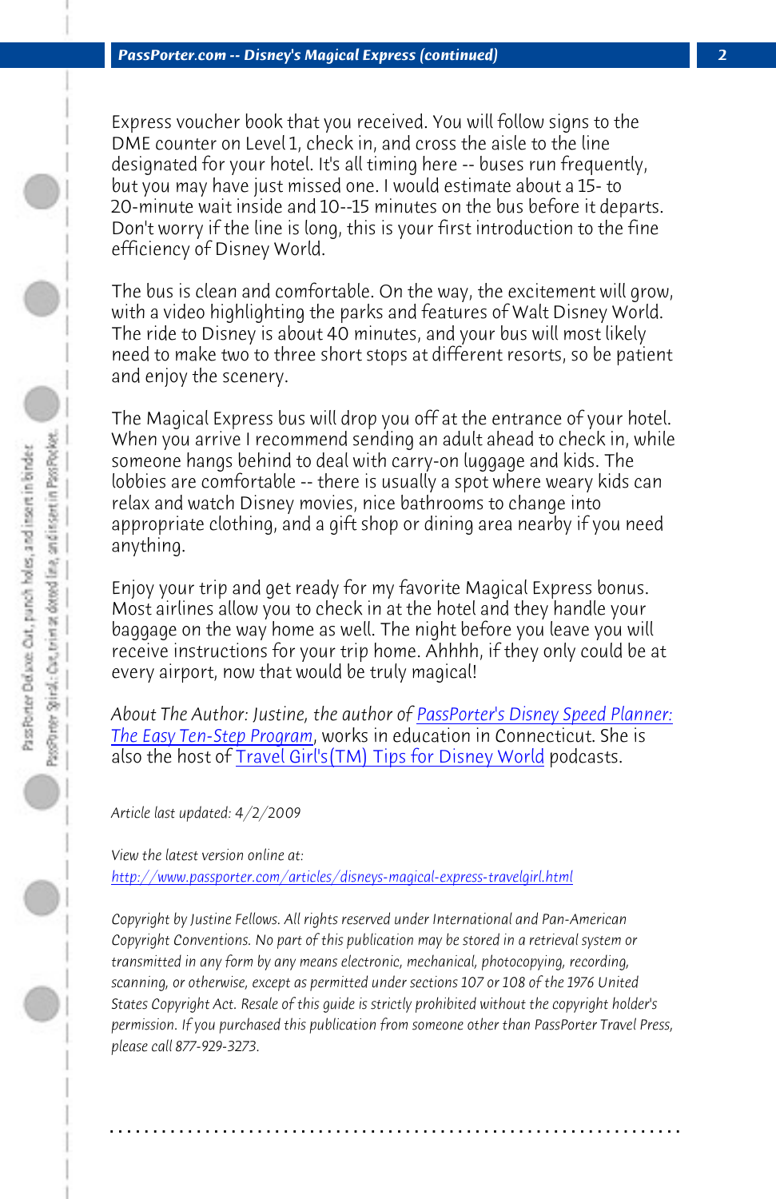Express voucher book that you received. You will follow signs to the DME counter on Level 1, check in, and cross the aisle to the line designated for your hotel. It's all timing here -- buses run frequently, but you may have just missed one. I would estimate about a 15- to 20-minute wait inside and 10--15 minutes on the bus before it departs. Don't worry if the line is long, this is your first introduction to the fine efficiency of Disney World.

The bus is clean and comfortable. On the way, the excitement will grow, with a video highlighting the parks and features of Walt Disney World. The ride to Disney is about 40 minutes, and your bus will most likely need to make two to three short stops at different resorts, so be patient and enjoy the scenery.

The Magical Express bus will drop you off at the entrance of your hotel. When you arrive I recommend sending an adult ahead to check in, while someone hangs behind to deal with carry-on luggage and kids. The lobbies are comfortable -- there is usually a spot where weary kids can relax and watch Disney movies, nice bathrooms to change into appropriate clothing, and a gift shop or dining area nearby if you need anything.

Enjoy your trip and get ready for my favorite Magical Express bonus. Most airlines allow you to check in at the hotel and they handle your baggage on the way home as well. The night before you leave you will receive instructions for your trip home. Ahhhh, if they only could be at every airport, now that would be truly magical!

*About The Author: Justine, the author of* PassPorter's Disney Speed Planner: The Easy Ten-Step Program, works in education in Connecticut. She is also the host of Travel Girl's(TM) Tips for Disney World podcasts.

*Article last updated: 4/2/2009*

*View the latest version online at:*
http://www.passporter.com/articles/disneys-magical-express-travelgirl.html

*Copyright by Justine Fellows. All rights reserved under International and Pan-American Copyright Conventions. No part of this publication may be stored in a retrieval system or transmitted in any form by any means electronic, mechanical, photocopying, recording, scanning, or otherwise, except as permitted under sections 107 or 108 of the 1976 United States Copyright Act. Resale of this guide is strictly prohibited without the copyright holder's permission. If you purchased this publication from someone other than PassPorter Travel Press, please call 877-929-3273.*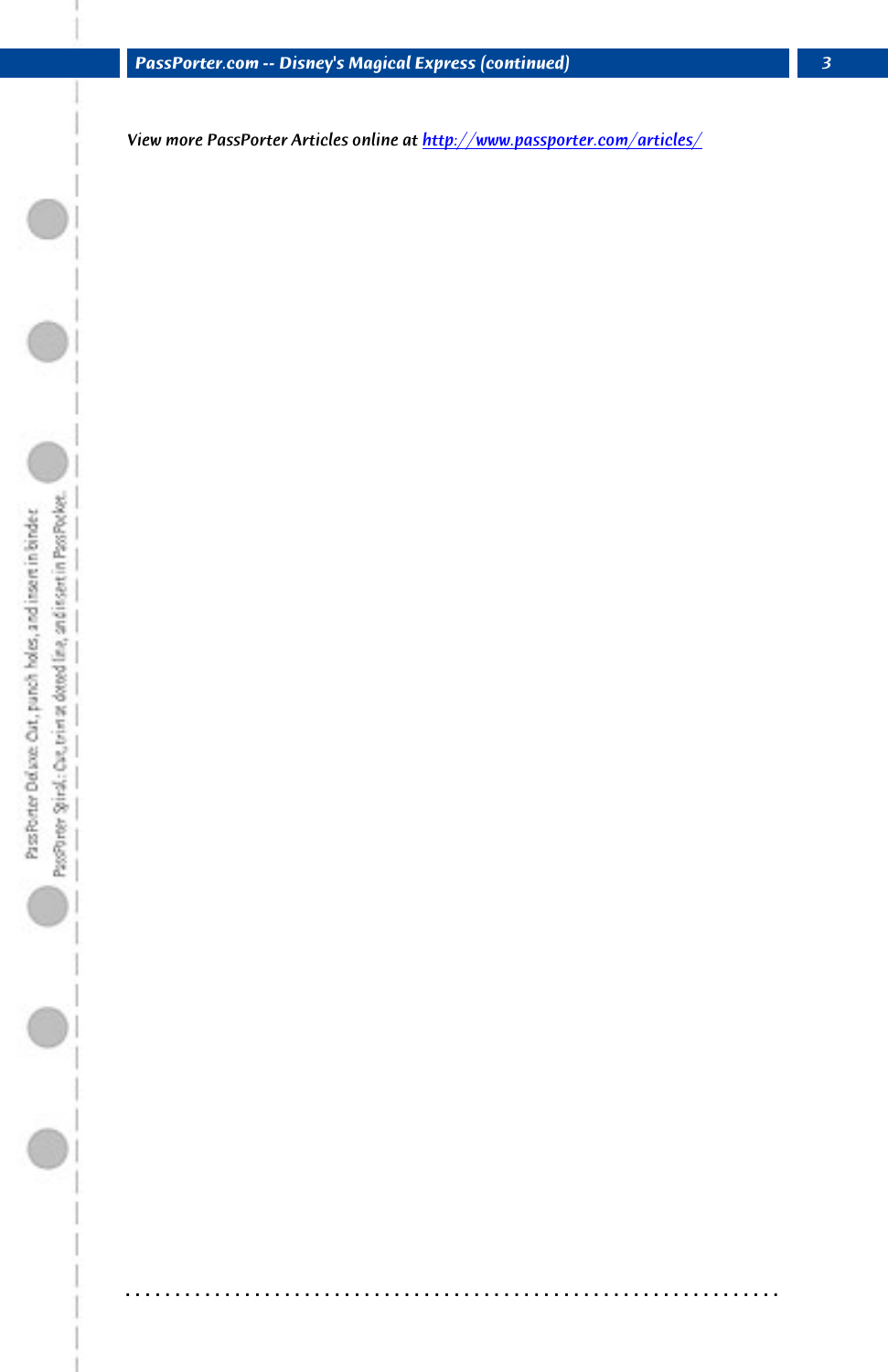*View more PassPorter Articles online at [http://www.passporter.com/articles/](http://www.passporter.com/articles/)*